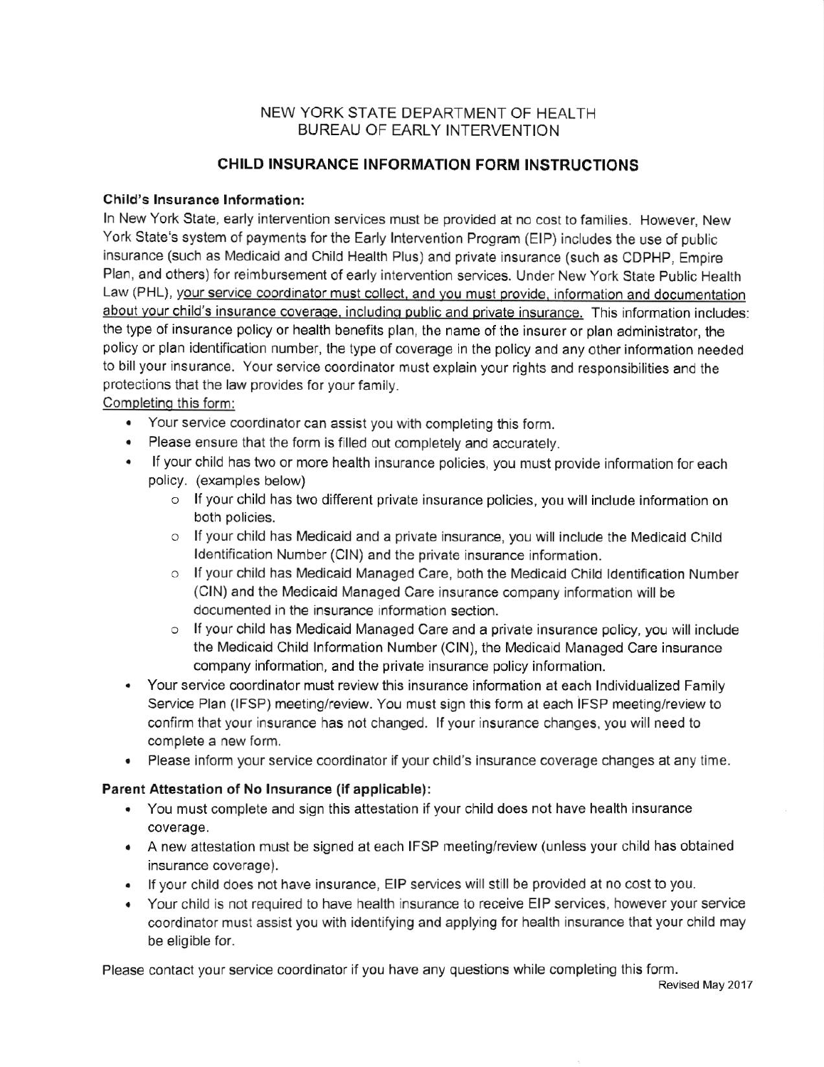NEW YORK STATE DEPARTMENT OF HEALTH
BUREAU OF EARLY INTERVENTION

# CHILD INSURANCE INFORMATION FORM INSTRUCTIONS

**Child's Insurance Information:**

In New York State, early intervention services must be provided at no cost to families. However, New York State's system of payments for the Early Intervention Program (EIP) includes the use of public insurance (such as Medicaid and Child Health Plus) and private insurance (such as CDPHP, Empire Plan, and others) for reimbursement of early intervention services. Under New York State Public Health Law (PHL), your service coordinator must collect, and you must provide, information and documentation about your child's insurance coverage, including public and private insurance. This information includes: the type of insurance policy or health benefits plan, the name of the insurer or plan administrator, the policy or plan identification number, the type of coverage in the policy and any other information needed to bill your insurance. Your service coordinator must explain your rights and responsibilities and the protections that the law provides for your family.

Completing this form:

- Your service coordinator can assist you with completing this form.
- Please ensure that the form is filled out completely and accurately.
- If your child has two or more health insurance policies, you must provide information for each policy. (examples below)
  - If your child has two different private insurance policies, you will include information on both policies.
  - If your child has Medicaid and a private insurance, you will include the Medicaid Child Identification Number (CIN) and the private insurance information.
  - If your child has Medicaid Managed Care, both the Medicaid Child Identification Number (CIN) and the Medicaid Managed Care insurance company information will be documented in the insurance information section.
  - If your child has Medicaid Managed Care and a private insurance policy, you will include the Medicaid Child Information Number (CIN), the Medicaid Managed Care insurance company information, and the private insurance policy information.
- Your service coordinator must review this insurance information at each Individualized Family Service Plan (IFSP) meeting/review. You must sign this form at each IFSP meeting/review to confirm that your insurance has not changed. If your insurance changes, you will need to complete a new form.
- Please inform your service coordinator if your child's insurance coverage changes at any time.

**Parent Attestation of No Insurance (if applicable):**

- You must complete and sign this attestation if your child does not have health insurance coverage.
- A new attestation must be signed at each IFSP meeting/review (unless your child has obtained insurance coverage).
- If your child does not have insurance, EIP services will still be provided at no cost to you.
- Your child is not required to have health insurance to receive EIP services, however your service coordinator must assist you with identifying and applying for health insurance that your child may be eligible for.

Please contact your service coordinator if you have any questions while completing this form.

Revised May 2017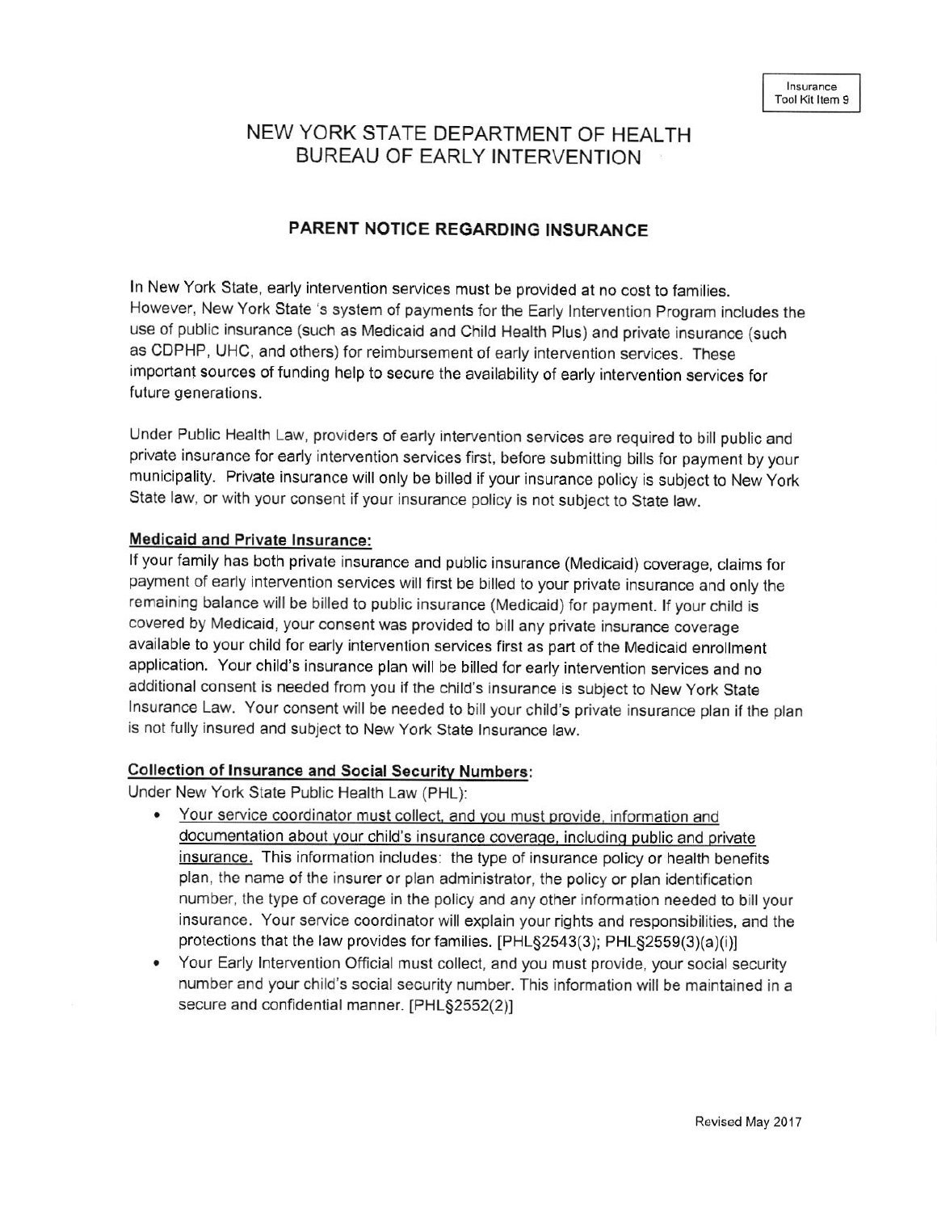Insurance Tool Kit Item 9

# NEW YORK STATE DEPARTMENT OF HEALTH
# BUREAU OF EARLY INTERVENTION

## PARENT NOTICE REGARDING INSURANCE

In New York State, early intervention services must be provided at no cost to families. However, New York State 's system of payments for the Early Intervention Program includes the use of public insurance (such as Medicaid and Child Health Plus) and private insurance (such as CDPHP, UHC, and others) for reimbursement of early intervention services. These important sources of funding help to secure the availability of early intervention services for future generations.

Under Public Health Law, providers of early intervention services are required to bill public and private insurance for early intervention services first, before submitting bills for payment by your municipality. Private insurance will only be billed if your insurance policy is subject to New York State law, or with your consent if your insurance policy is not subject to State law.

### Medicaid and Private Insurance:

If your family has both private insurance and public insurance (Medicaid) coverage, claims for payment of early intervention services will first be billed to your private insurance and only the remaining balance will be billed to public insurance (Medicaid) for payment. If your child is covered by Medicaid, your consent was provided to bill any private insurance coverage available to your child for early intervention services first as part of the Medicaid enrollment application. Your child's insurance plan will be billed for early intervention services and no additional consent is needed from you if the child's insurance is subject to New York State Insurance Law. Your consent will be needed to bill your child's private insurance plan if the plan is not fully insured and subject to New York State Insurance law.

### Collection of Insurance and Social Security Numbers:

Under New York State Public Health Law (PHL):

- Your service coordinator must collect, and you must provide, information and documentation about your child's insurance coverage, including public and private insurance. This information includes: the type of insurance policy or health benefits plan, the name of the insurer or plan administrator, the policy or plan identification number, the type of coverage in the policy and any other information needed to bill your insurance. Your service coordinator will explain your rights and responsibilities, and the protections that the law provides for families. [PHL§2543(3); PHL§2559(3)(a)(i)]
- Your Early Intervention Official must collect, and you must provide, your social security number and your child's social security number. This information will be maintained in a secure and confidential manner. [PHL§2552(2)]

Revised May 2017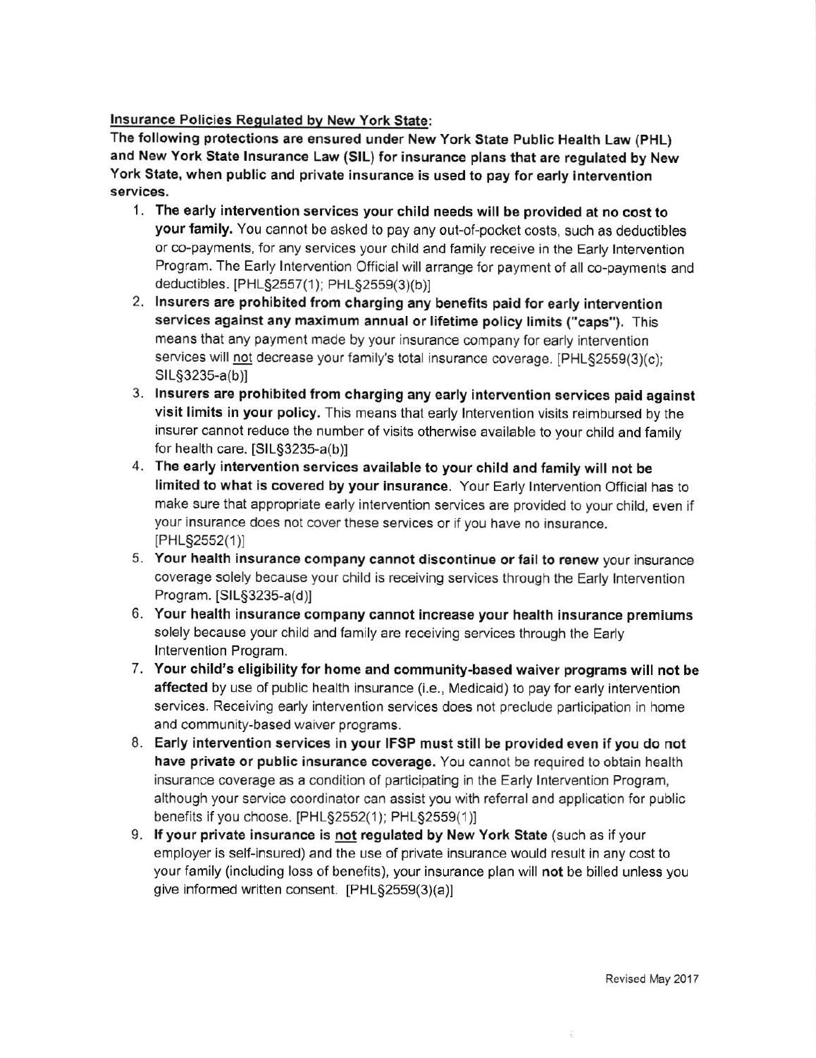<u>**Insurance Policies Regulated by New York State:**</u>

**The following protections are ensured under New York State Public Health Law (PHL) and New York State Insurance Law (SIL) for insurance plans that are regulated by New York State, when public and private insurance is used to pay for early intervention services.**

1. **The early intervention services your child needs will be provided at no cost to your family.** You cannot be asked to pay any out-of-pocket costs, such as deductibles or co-payments, for any services your child and family receive in the Early Intervention Program. The Early Intervention Official will arrange for payment of all co-payments and deductibles. [PHL§2557(1); PHL§2559(3)(b)]
2. **Insurers are prohibited from charging any benefits paid for early intervention services against any maximum annual or lifetime policy limits ("caps").** This means that any payment made by your insurance company for early intervention services will <u>not</u> decrease your family's total insurance coverage. [PHL§2559(3)(c); SIL§3235-a(b)]
3. **Insurers are prohibited from charging any early intervention services paid against visit limits in your policy.** This means that early Intervention visits reimbursed by the insurer cannot reduce the number of visits otherwise available to your child and family for health care. [SIL§3235-a(b)]
4. **The early intervention services available to your child and family will not be limited to what is covered by your insurance.** Your Early Intervention Official has to make sure that appropriate early intervention services are provided to your child, even if your insurance does not cover these services or if you have no insurance. [PHL§2552(1)]
5. **Your health insurance company cannot discontinue or fail to renew** your insurance coverage solely because your child is receiving services through the Early Intervention Program. [SIL§3235-a(d)]
6. **Your health insurance company cannot increase your health insurance premiums** solely because your child and family are receiving services through the Early Intervention Program.
7. **Your child's eligibility for home and community-based waiver programs will not be affected** by use of public health insurance (i.e., Medicaid) to pay for early intervention services. Receiving early intervention services does not preclude participation in home and community-based waiver programs.
8. **Early intervention services in your IFSP must still be provided even if you do not have private or public insurance coverage.** You cannot be required to obtain health insurance coverage as a condition of participating in the Early Intervention Program, although your service coordinator can assist you with referral and application for public benefits if you choose. [PHL§2552(1); PHL§2559(1)]
9. **If your private insurance is <u>not</u> regulated by New York State** (such as if your employer is self-insured) and the use of private insurance would result in any cost to your family (including loss of benefits), your insurance plan will **not** be billed unless you give informed written consent. [PHL§2559(3)(a)]

Revised May 2017